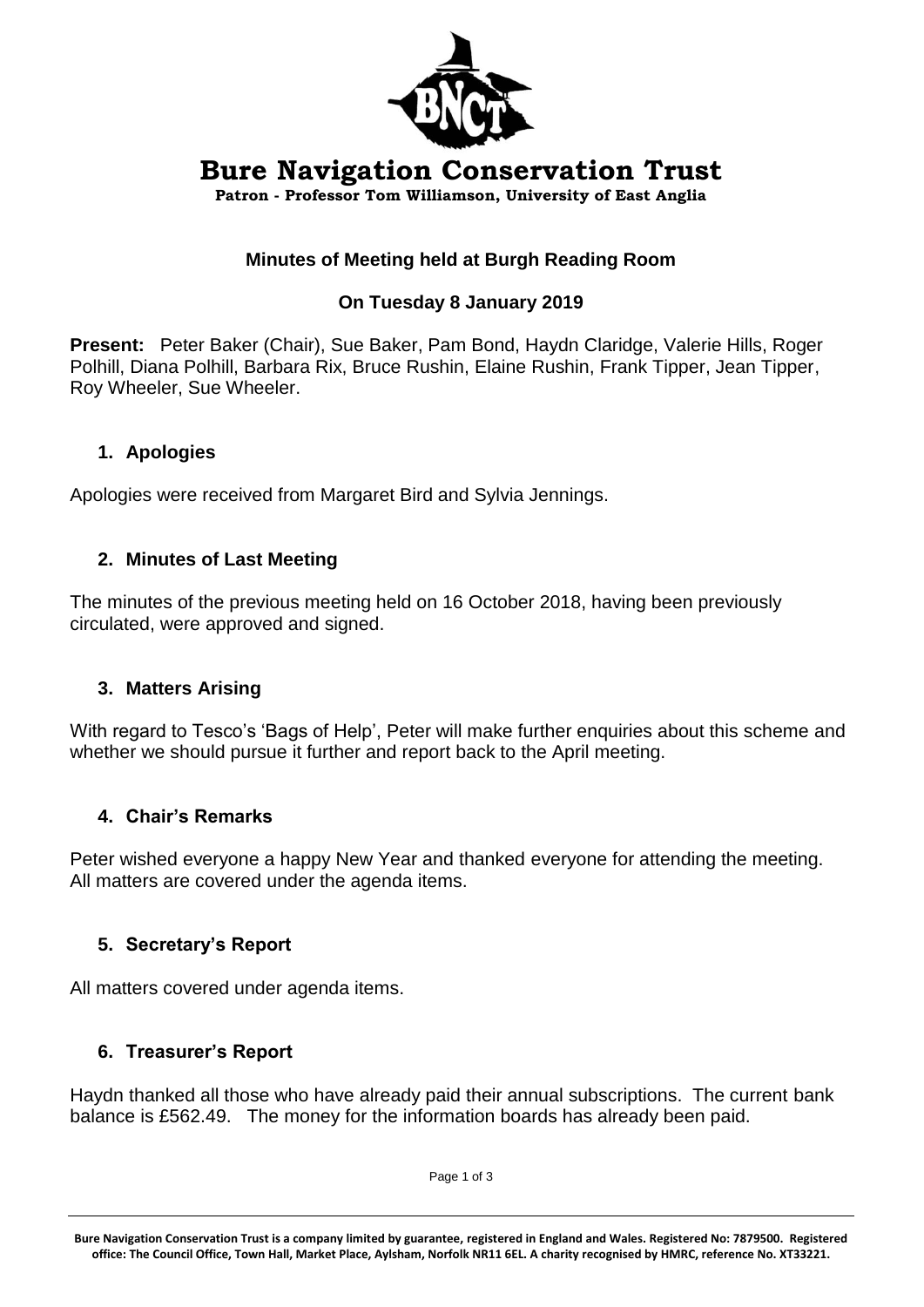# Bure Navigation Conservation Trust

**Patron - Professor Tom Williamson, University of East Anglia**

## Minutes of Meeting held at Burgh Reading Room

## On Tuesday 8 January 2019

**Present:** Peter Baker (Chair), Sue Baker, Pam Bond, Haydn Claridge, Valerie Hills, Roger Polhill, Diana Polhill, Barbara Rix, Bruce Rushin, Elaine Rushin, Frank Tipper, Jean Tipper, Roy Wheeler, Sue Wheeler.

### 1. Apologies

Apologies were received from Margaret Bird and Sylvia Jennings.

### 2. Minutes of Last Meeting

The minutes of the previous meeting held on 16 October 2018, having been previously circulated, were approved and signed.

### 3. Matters Arising

With regard to Tesco's 'Bags of Help', Peter will make further enquiries about this scheme and whether we should pursue it further and report back to the April meeting.

### 4. Chair's Remarks

Peter wished everyone a happy New Year and thanked everyone for attending the meeting. All matters are covered under the agenda items.

### 5. Secretary's Report

All matters covered under agenda items.

### 6. Treasurer's Report

Haydn thanked all those who have already paid their annual subscriptions. The current bank balance is £562.49. The money for the information boards has already been paid.

**Bure Navigation Conservation Trust is a company limited by guarantee, registered in England and Wales. Registered No: 7879500. Registered office: The Council Office, Town Hall, Market Place, Aylsham, Norfolk NR11 6EL. A charity recognised by HMRC, reference No. XT33221.**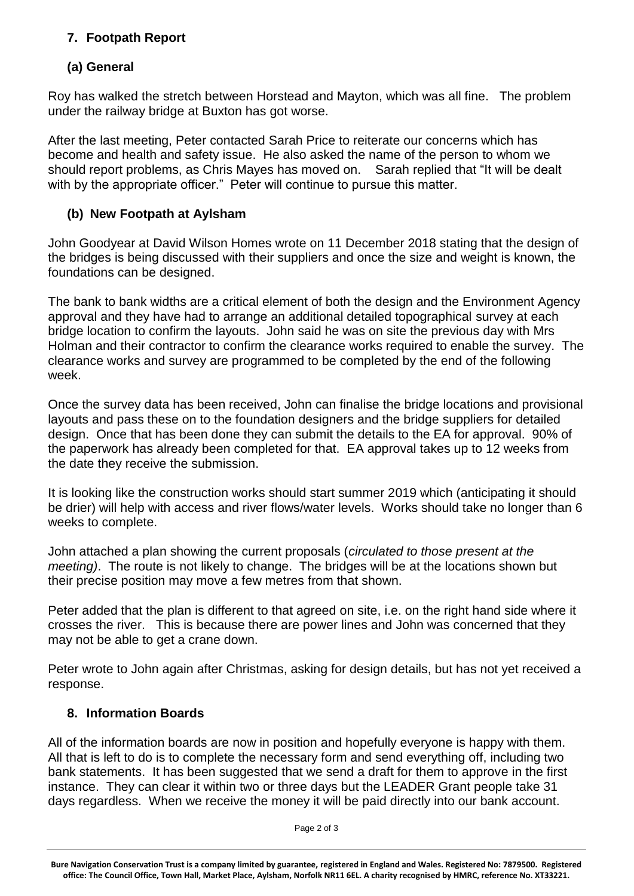## 7. Footpath Report

### (a) General

Roy has walked the stretch between Horstead and Mayton, which was all fine. The problem under the railway bridge at Buxton has got worse.

After the last meeting, Peter contacted Sarah Price to reiterate our concerns which has become and health and safety issue. He also asked the name of the person to whom we should report problems, as Chris Mayes has moved on. Sarah replied that "It will be dealt with by the appropriate officer." Peter will continue to pursue this matter.

### (b) New Footpath at Aylsham

John Goodyear at David Wilson Homes wrote on 11 December 2018 stating that the design of the bridges is being discussed with their suppliers and once the size and weight is known, the foundations can be designed.

The bank to bank widths are a critical element of both the design and the Environment Agency approval and they have had to arrange an additional detailed topographical survey at each bridge location to confirm the layouts. John said he was on site the previous day with Mrs Holman and their contractor to confirm the clearance works required to enable the survey. The clearance works and survey are programmed to be completed by the end of the following week.

Once the survey data has been received, John can finalise the bridge locations and provisional layouts and pass these on to the foundation designers and the bridge suppliers for detailed design. Once that has been done they can submit the details to the EA for approval. 90% of the paperwork has already been completed for that. EA approval takes up to 12 weeks from the date they receive the submission.

It is looking like the construction works should start summer 2019 which (anticipating it should be drier) will help with access and river flows/water levels. Works should take no longer than 6 weeks to complete.

John attached a plan showing the current proposals (*circulated to those present at the meeting)*. The route is not likely to change. The bridges will be at the locations shown but their precise position may move a few metres from that shown.

Peter added that the plan is different to that agreed on site, i.e. on the right hand side where it crosses the river. This is because there are power lines and John was concerned that they may not be able to get a crane down.

Peter wrote to John again after Christmas, asking for design details, but has not yet received a response.

## 8. Information Boards

All of the information boards are now in position and hopefully everyone is happy with them. All that is left to do is to complete the necessary form and send everything off, including two bank statements. It has been suggested that we send a draft for them to approve in the first instance. They can clear it within two or three days but the LEADER Grant people take 31 days regardless. When we receive the money it will be paid directly into our bank account.

**Bure Navigation Conservation Trust is a company limited by guarantee, registered in England and Wales. Registered No: 7879500. Registered office: The Council Office, Town Hall, Market Place, Aylsham, Norfolk NR11 6EL. A charity recognised by HMRC, reference No. XT33221.**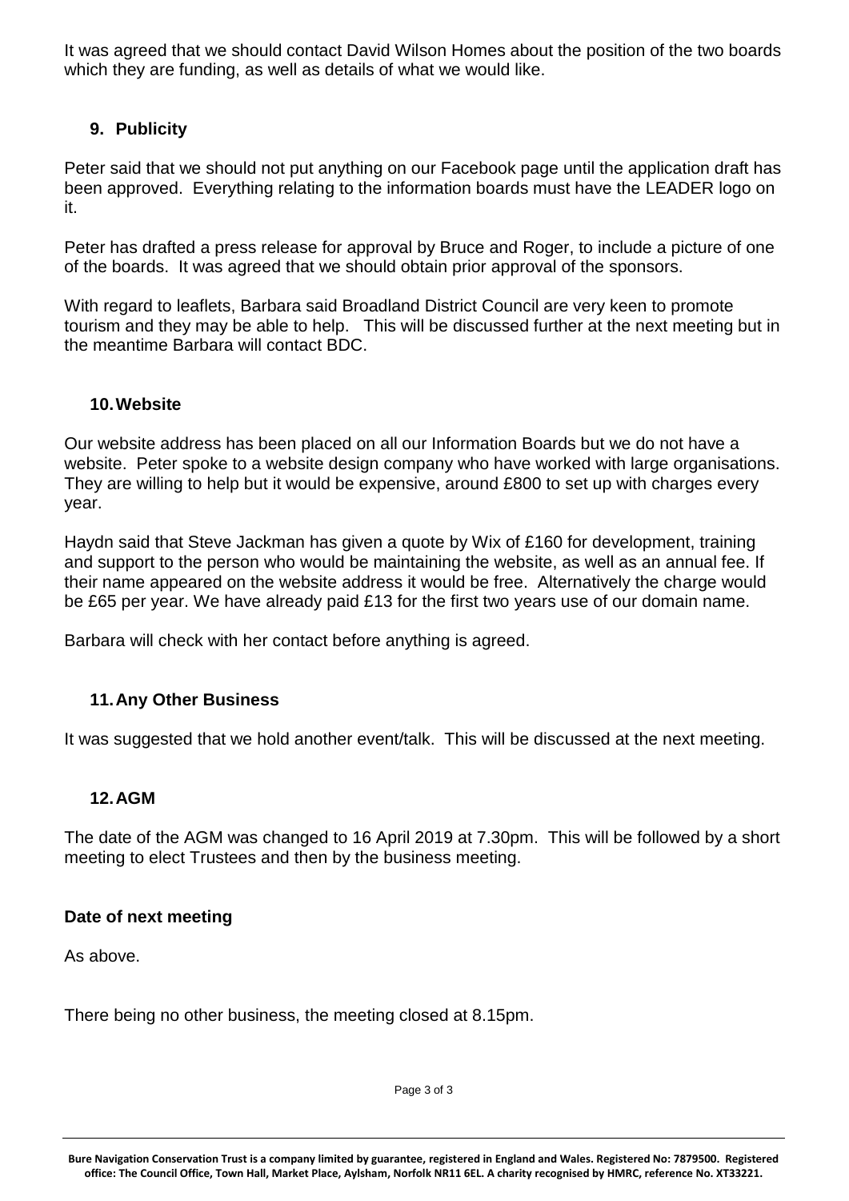It was agreed that we should contact David Wilson Homes about the position of the two boards which they are funding, as well as details of what we would like.

## 9. Publicity

Peter said that we should not put anything on our Facebook page until the application draft has been approved. Everything relating to the information boards must have the LEADER logo on it.

Peter has drafted a press release for approval by Bruce and Roger, to include a picture of one of the boards. It was agreed that we should obtain prior approval of the sponsors.

With regard to leaflets, Barbara said Broadland District Council are very keen to promote tourism and they may be able to help. This will be discussed further at the next meeting but in the meantime Barbara will contact BDC.

## 10. Website

Our website address has been placed on all our Information Boards but we do not have a website. Peter spoke to a website design company who have worked with large organisations. They are willing to help but it would be expensive, around £800 to set up with charges every year.

Haydn said that Steve Jackman has given a quote by Wix of £160 for development, training and support to the person who would be maintaining the website, as well as an annual fee. If their name appeared on the website address it would be free. Alternatively the charge would be £65 per year. We have already paid £13 for the first two years use of our domain name.

Barbara will check with her contact before anything is agreed.

## 11. Any Other Business

It was suggested that we hold another event/talk. This will be discussed at the next meeting.

## 12. AGM

The date of the AGM was changed to 16 April 2019 at 7.30pm. This will be followed by a short meeting to elect Trustees and then by the business meeting.

**Date of next meeting**

As above.

There being no other business, the meeting closed at 8.15pm.

**Bure Navigation Conservation Trust is a company limited by guarantee, registered in England and Wales. Registered No: 7879500. Registered office: The Council Office, Town Hall, Market Place, Aylsham, Norfolk NR11 6EL. A charity recognised by HMRC, reference No. XT33221.**